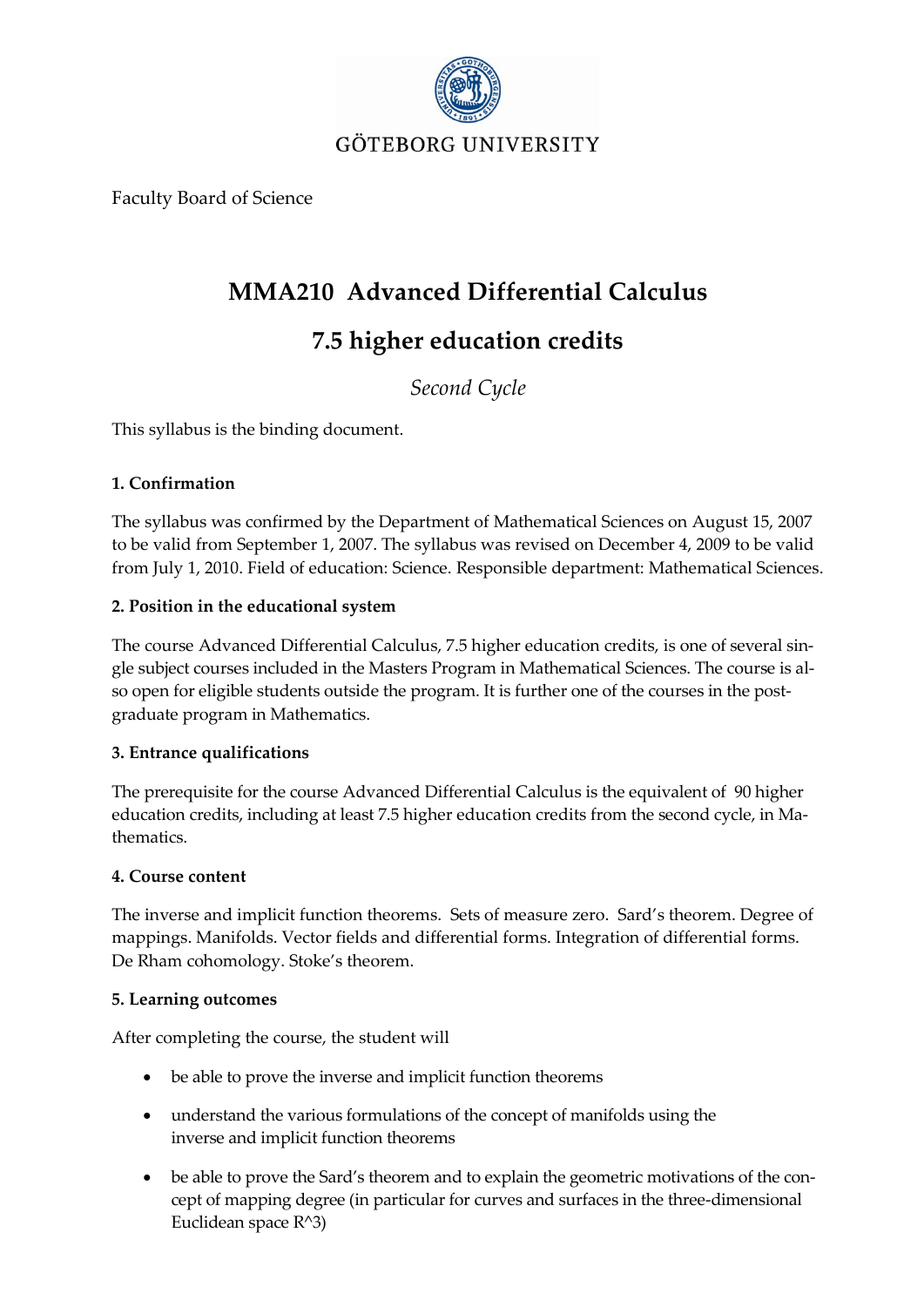GÖTEBORG UNIVERSITY

Faculty Board of Science

# MMA210 Advanced Differential Calculus

# 7.5 higher education credits

*Second Cycle*

This syllabus is the binding document.

### 1. Confirmation

The syllabus was confirmed by the Department of Mathematical Sciences on August 15, 2007 to be valid from September 1, 2007. The syllabus was revised on December 4, 2009 to be valid from July 1, 2010. Field of education: Science. Responsible department: Mathematical Sciences.

### 2. Position in the educational system

The course Advanced Differential Calculus, 7.5 higher education credits, is one of several single subject courses included in the Masters Program in Mathematical Sciences. The course is also open for eligible students outside the program. It is further one of the courses in the postgraduate program in Mathematics.

### 3. Entrance qualifications

The prerequisite for the course Advanced Differential Calculus is the equivalent of 90 higher education credits, including at least 7.5 higher education credits from the second cycle, in Mathematics.

### 4. Course content

The inverse and implicit function theorems. Sets of measure zero. Sard's theorem. Degree of mappings. Manifolds. Vector fields and differential forms. Integration of differential forms. De Rham cohomology. Stoke's theorem.

### 5. Learning outcomes

After completing the course, the student will

- be able to prove the inverse and implicit function theorems
- understand the various formulations of the concept of manifolds using the inverse and implicit function theorems
- be able to prove the Sard's theorem and to explain the geometric motivations of the concept of mapping degree (in particular for curves and surfaces in the three-dimensional Euclidean space $R^3$)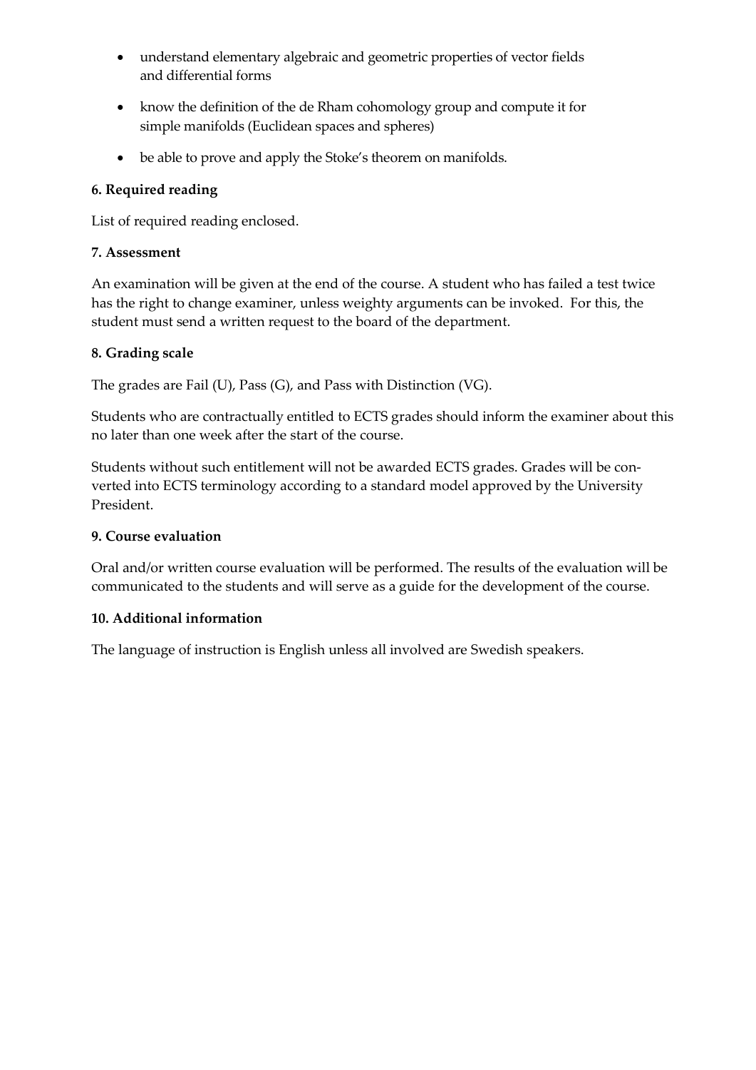- understand elementary algebraic and geometric properties of vector fields and differential forms
- know the definition of the de Rham cohomology group and compute it for simple manifolds (Euclidean spaces and spheres)
- be able to prove and apply the Stoke's theorem on manifolds.

### 6. Required reading

List of required reading enclosed.

### 7. Assessment

An examination will be given at the end of the course. A student who has failed a test twice has the right to change examiner, unless weighty arguments can be invoked. For this, the student must send a written request to the board of the department.

### 8. Grading scale

The grades are Fail (U), Pass (G), and Pass with Distinction (VG).

Students who are contractually entitled to ECTS grades should inform the examiner about this no later than one week after the start of the course.

Students without such entitlement will not be awarded ECTS grades. Grades will be converted into ECTS terminology according to a standard model approved by the University President.

### 9. Course evaluation

Oral and/or written course evaluation will be performed. The results of the evaluation will be communicated to the students and will serve as a guide for the development of the course.

### 10. Additional information

The language of instruction is English unless all involved are Swedish speakers.